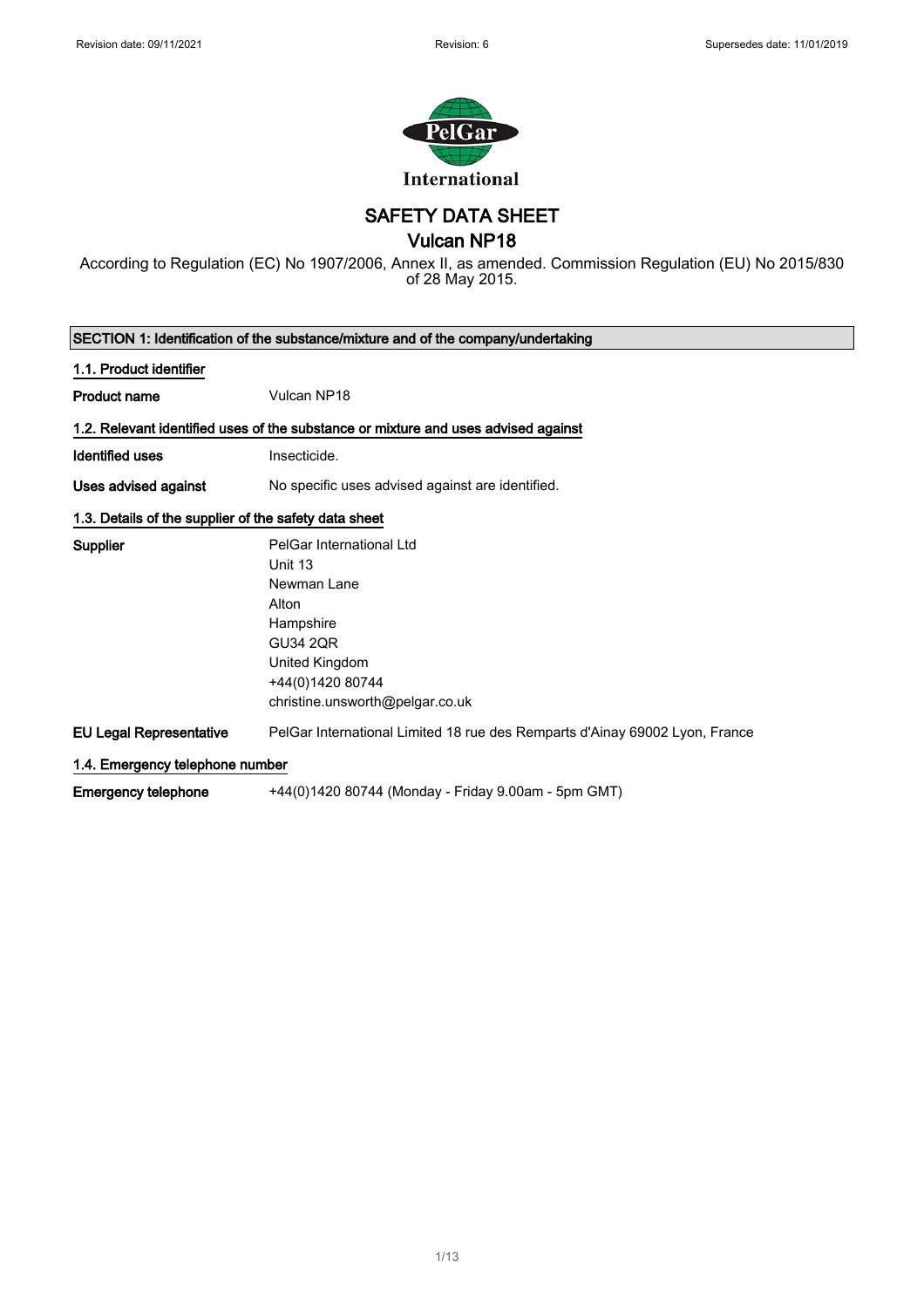Revision date: 09/11/2021 Revision: 6 Supersedes date: 11/01/2019

# SAFETY DATA SHEET
## Vulcan NP18

According to Regulation (EC) No 1907/2006, Annex II, as amended. Commission Regulation (EU) No 2015/830 of 28 May 2015.

### SECTION 1: Identification of the substance/mixture and of the company/undertaking

#### 1.1. Product identifier

**Product name** Vulcan NP18

#### 1.2. Relevant identified uses of the substance or mixture and uses advised against

**Identified uses** Insecticide.

**Uses advised against** No specific uses advised against are identified.

#### 1.3. Details of the supplier of the safety data sheet

**Supplier**
PelGar International Ltd
Unit 13
Newman Lane
Alton
Hampshire
GU34 2QR
United Kingdom
+44(0)1420 80744
christine.unsworth@pelgar.co.uk

**EU Legal Representative** PelGar International Limited 18 rue des Remparts d'Ainay 69002 Lyon, France

#### 1.4. Emergency telephone number

**Emergency telephone** +44(0)1420 80744 (Monday - Friday 9.00am - 5pm GMT)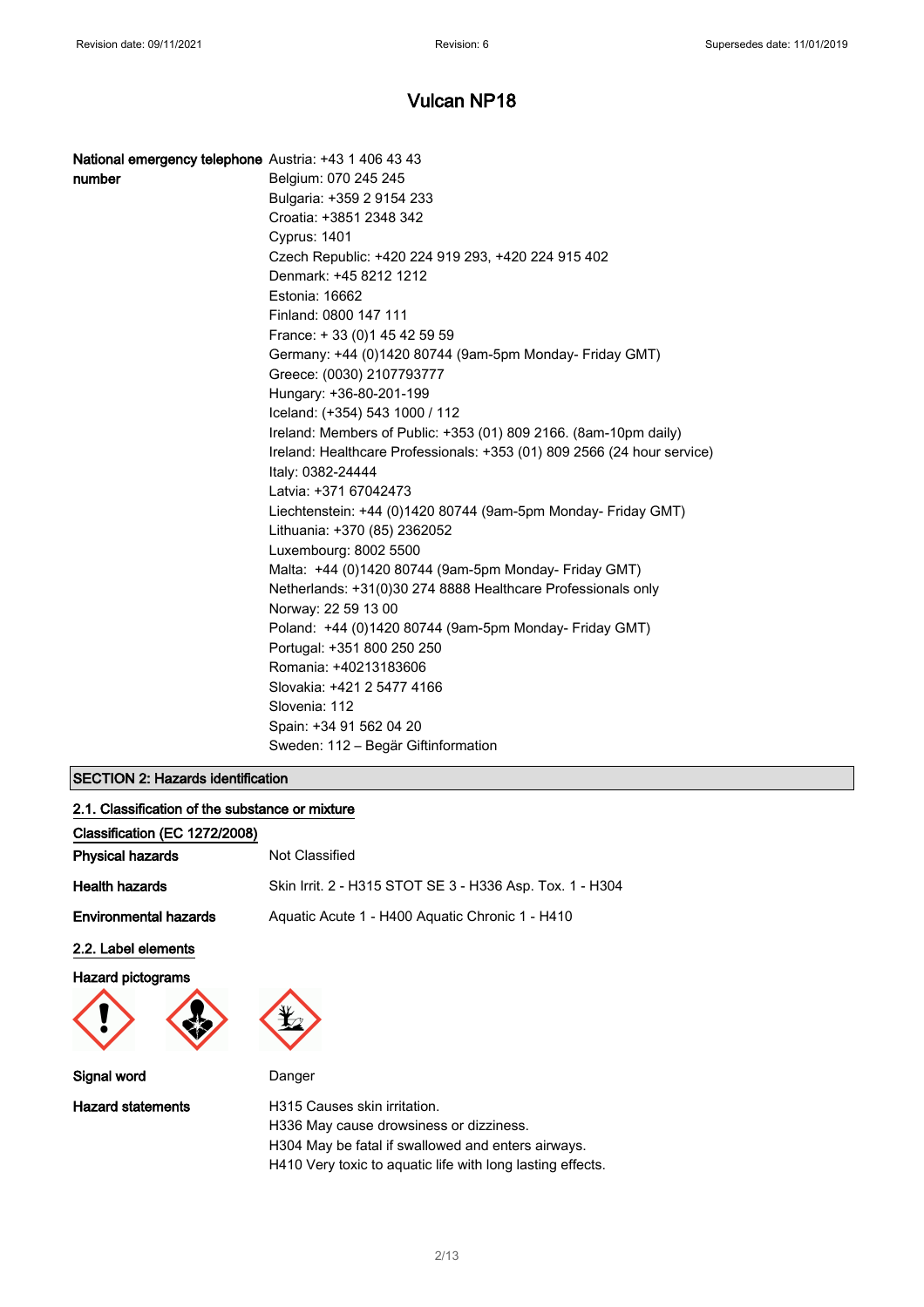# Vulcan NP18

**National emergency telephone number**

Austria: +43 1 406 43 43
Belgium: 070 245 245
Bulgaria: +359 2 9154 233
Croatia: +3851 2348 342
Cyprus: 1401
Czech Republic: +420 224 919 293, +420 224 915 402
Denmark: +45 8212 1212
Estonia: 16662
Finland: 0800 147 111
France: + 33 (0)1 45 42 59 59
Germany: +44 (0)1420 80744 (9am-5pm Monday- Friday GMT)
Greece: (0030) 2107793777
Hungary: +36-80-201-199
Iceland: (+354) 543 1000 / 112
Ireland: Members of Public: +353 (01) 809 2166. (8am-10pm daily)
Ireland: Healthcare Professionals: +353 (01) 809 2566 (24 hour service)
Italy: 0382-24444
Latvia: +371 67042473
Liechtenstein: +44 (0)1420 80744 (9am-5pm Monday- Friday GMT)
Lithuania: +370 (85) 2362052
Luxembourg: 8002 5500
Malta: +44 (0)1420 80744 (9am-5pm Monday- Friday GMT)
Netherlands: +31(0)30 274 8888 Healthcare Professionals only
Norway: 22 59 13 00
Poland: +44 (0)1420 80744 (9am-5pm Monday- Friday GMT)
Portugal: +351 800 250 250
Romania: +40213183606
Slovakia: +421 2 5477 4166
Slovenia: 112
Spain: +34 91 562 04 20
Sweden: 112 – Begär Giftinformation

## SECTION 2: Hazards identification

### 2.1. Classification of the substance or mixture

**Classification (EC 1272/2008)**

**Physical hazards** Not Classified

**Health hazards** Skin Irrit. 2 - H315 STOT SE 3 - H336 Asp. Tox. 1 - H304

**Environmental hazards** Aquatic Acute 1 - H400 Aquatic Chronic 1 - H410

### 2.2. Label elements

**Hazard pictograms**

**Signal word** Danger

**Hazard statements**

H315 Causes skin irritation.
H336 May cause drowsiness or dizziness.
H304 May be fatal if swallowed and enters airways.
H410 Very toxic to aquatic life with long lasting effects.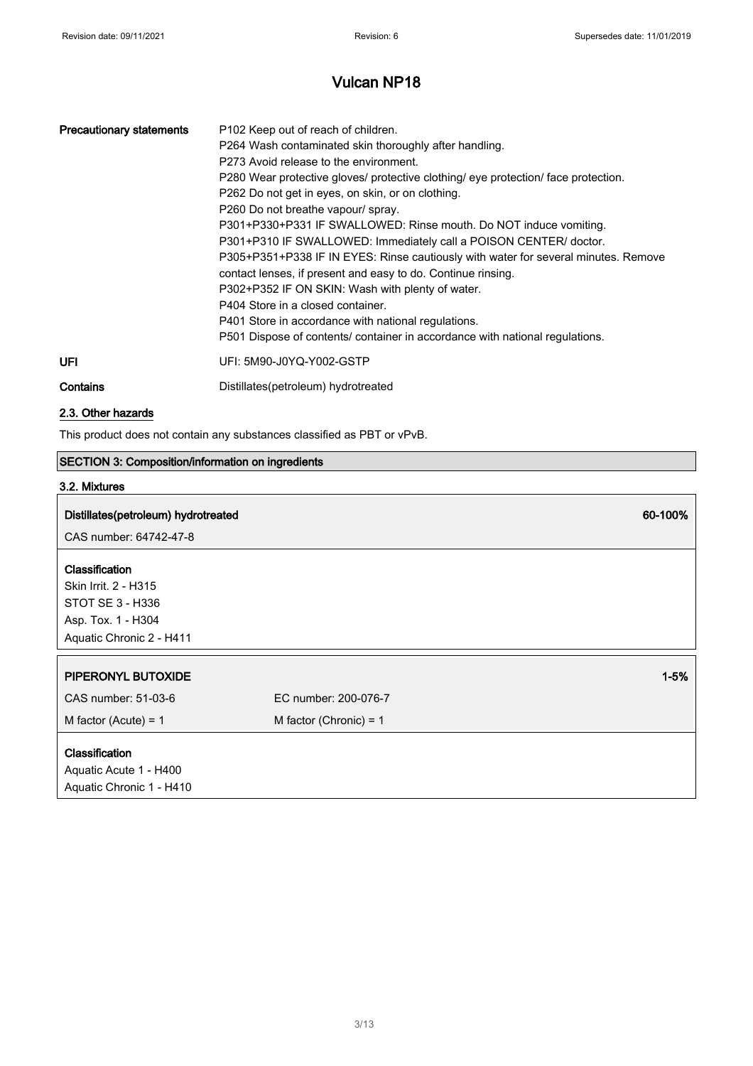| | |
|---|---|
| **Precautionary statements** | P102 Keep out of reach of children.<br>P264 Wash contaminated skin thoroughly after handling.<br>P273 Avoid release to the environment.<br>P280 Wear protective gloves/ protective clothing/ eye protection/ face protection.<br>P262 Do not get in eyes, on skin, or on clothing.<br>P260 Do not breathe vapour/ spray.<br>P301+P330+P331 IF SWALLOWED: Rinse mouth. Do NOT induce vomiting.<br>P301+P310 IF SWALLOWED: Immediately call a POISON CENTER/ doctor.<br>P305+P351+P338 IF IN EYES: Rinse cautiously with water for several minutes. Remove contact lenses, if present and easy to do. Continue rinsing.<br>P302+P352 IF ON SKIN: Wash with plenty of water.<br>P404 Store in a closed container.<br>P401 Store in accordance with national regulations.<br>P501 Dispose of contents/ container in accordance with national regulations. |
| **UFI** | UFI: 5M90-J0YQ-Y002-GSTP |
| **Contains** | Distillates(petroleum) hydrotreated |

### 2.3. Other hazards

This product does not contain any substances classified as PBT or vPvB.

## SECTION 3: Composition/information on ingredients

### 3.2. Mixtures

**Distillates(petroleum) hydrotreated** — **60-100%**

CAS number: 64742-47-8

**Classification**
Skin Irrit. 2 - H315
STOT SE 3 - H336
Asp. Tox. 1 - H304
Aquatic Chronic 2 - H411

**PIPERONYL BUTOXIDE** — **1-5%**

| | |
|---|---|
| CAS number: 51-03-6 | EC number: 200-076-7 |
| M factor (Acute) = 1 | M factor (Chronic) = 1 |

**Classification**
Aquatic Acute 1 - H400
Aquatic Chronic 1 - H410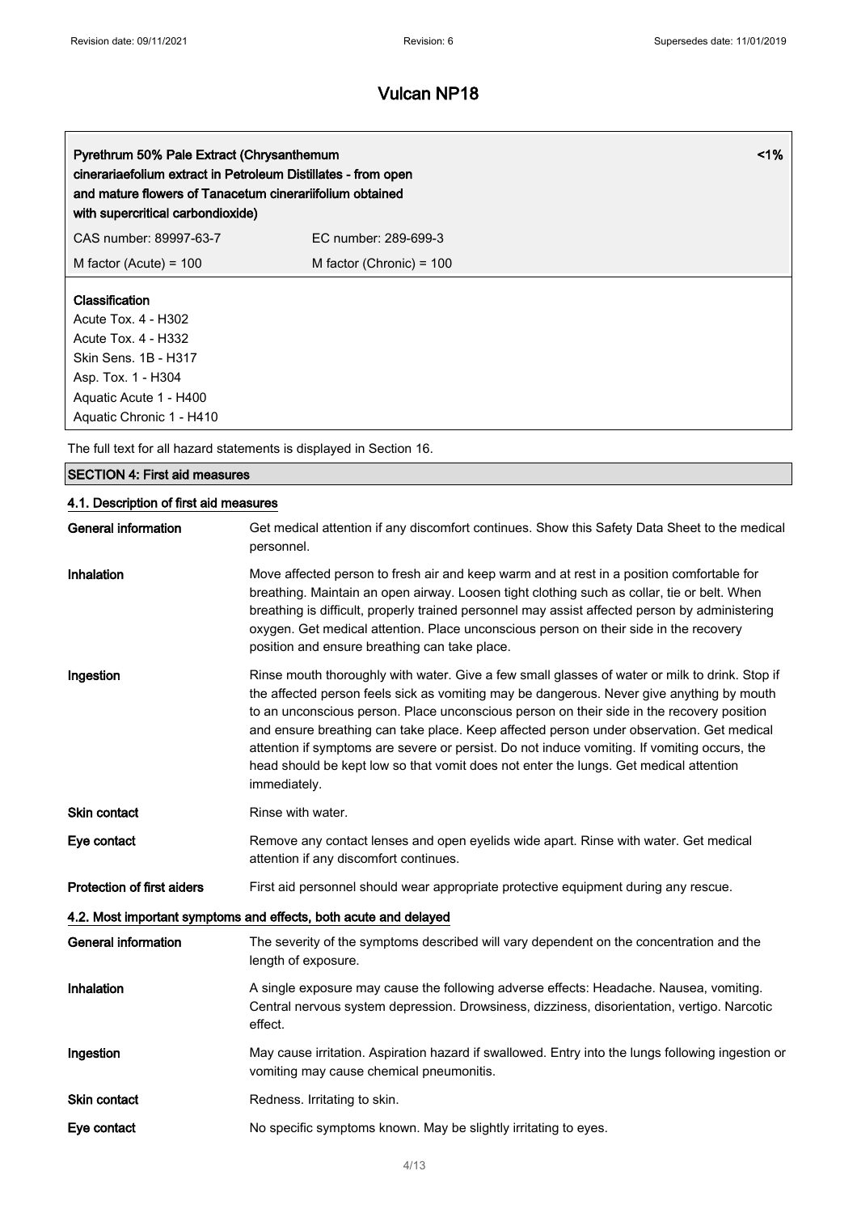# Vulcan NP18

| **Pyrethrum 50% Pale Extract (Chrysanthemum cinerariaefolium extract in Petroleum Distillates - from open and mature flowers of Tanacetum cinerariifolium obtained with supercritical carbondioxide)** | **<1%** |
|---|---|
| CAS number: 89997-63-7 | EC number: 289-699-3 |
| M factor (Acute) = 100 | M factor (Chronic) = 100 |

**Classification**
Acute Tox. 4 - H302
Acute Tox. 4 - H332
Skin Sens. 1B - H317
Asp. Tox. 1 - H304
Aquatic Acute 1 - H400
Aquatic Chronic 1 - H410

The full text for all hazard statements is displayed in Section 16.

## SECTION 4: First aid measures

### 4.1. Description of first aid measures

| | |
|---|---|
| **General information** | Get medical attention if any discomfort continues. Show this Safety Data Sheet to the medical personnel. |
| **Inhalation** | Move affected person to fresh air and keep warm and at rest in a position comfortable for breathing. Maintain an open airway. Loosen tight clothing such as collar, tie or belt. When breathing is difficult, properly trained personnel may assist affected person by administering oxygen. Get medical attention. Place unconscious person on their side in the recovery position and ensure breathing can take place. |
| **Ingestion** | Rinse mouth thoroughly with water. Give a few small glasses of water or milk to drink. Stop if the affected person feels sick as vomiting may be dangerous. Never give anything by mouth to an unconscious person. Place unconscious person on their side in the recovery position and ensure breathing can take place. Keep affected person under observation. Get medical attention if symptoms are severe or persist. Do not induce vomiting. If vomiting occurs, the head should be kept low so that vomit does not enter the lungs. Get medical attention immediately. |
| **Skin contact** | Rinse with water. |
| **Eye contact** | Remove any contact lenses and open eyelids wide apart. Rinse with water. Get medical attention if any discomfort continues. |
| **Protection of first aiders** | First aid personnel should wear appropriate protective equipment during any rescue. |

### 4.2. Most important symptoms and effects, both acute and delayed

| | |
|---|---|
| **General information** | The severity of the symptoms described will vary dependent on the concentration and the length of exposure. |
| **Inhalation** | A single exposure may cause the following adverse effects: Headache. Nausea, vomiting. Central nervous system depression. Drowsiness, dizziness, disorientation, vertigo. Narcotic effect. |
| **Ingestion** | May cause irritation. Aspiration hazard if swallowed. Entry into the lungs following ingestion or vomiting may cause chemical pneumonitis. |
| **Skin contact** | Redness. Irritating to skin. |
| **Eye contact** | No specific symptoms known. May be slightly irritating to eyes. |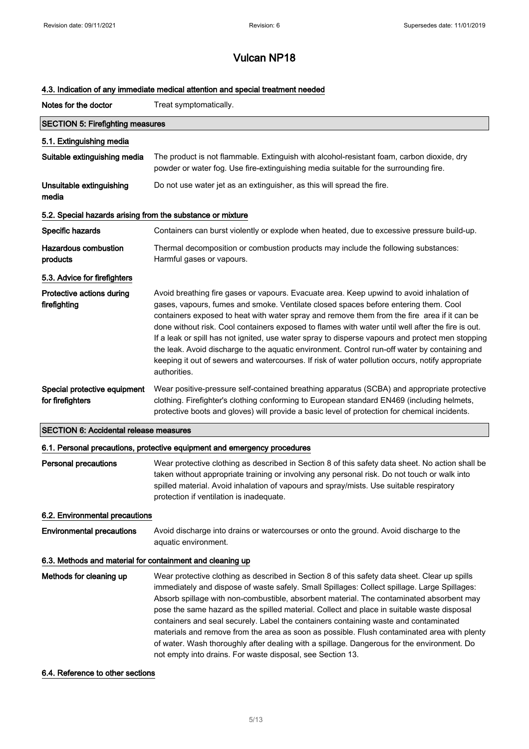# Vulcan NP18

### 4.3. Indication of any immediate medical attention and special treatment needed

**Notes for the doctor** Treat symptomatically.

## SECTION 5: Firefighting measures

### 5.1. Extinguishing media

**Suitable extinguishing media** The product is not flammable. Extinguish with alcohol-resistant foam, carbon dioxide, dry powder or water fog. Use fire-extinguishing media suitable for the surrounding fire.

**Unsuitable extinguishing media** Do not use water jet as an extinguisher, as this will spread the fire.

### 5.2. Special hazards arising from the substance or mixture

**Specific hazards** Containers can burst violently or explode when heated, due to excessive pressure build-up.

**Hazardous combustion products** Thermal decomposition or combustion products may include the following substances: Harmful gases or vapours.

### 5.3. Advice for firefighters

**Protective actions during firefighting** Avoid breathing fire gases or vapours. Evacuate area. Keep upwind to avoid inhalation of gases, vapours, fumes and smoke. Ventilate closed spaces before entering them. Cool containers exposed to heat with water spray and remove them from the fire area if it can be done without risk. Cool containers exposed to flames with water until well after the fire is out. If a leak or spill has not ignited, use water spray to disperse vapours and protect men stopping the leak. Avoid discharge to the aquatic environment. Control run-off water by containing and keeping it out of sewers and watercourses. If risk of water pollution occurs, notify appropriate authorities.

**Special protective equipment for firefighters** Wear positive-pressure self-contained breathing apparatus (SCBA) and appropriate protective clothing. Firefighter's clothing conforming to European standard EN469 (including helmets, protective boots and gloves) will provide a basic level of protection for chemical incidents.

## SECTION 6: Accidental release measures

### 6.1. Personal precautions, protective equipment and emergency procedures

**Personal precautions** Wear protective clothing as described in Section 8 of this safety data sheet. No action shall be taken without appropriate training or involving any personal risk. Do not touch or walk into spilled material. Avoid inhalation of vapours and spray/mists. Use suitable respiratory protection if ventilation is inadequate.

### 6.2. Environmental precautions

**Environmental precautions** Avoid discharge into drains or watercourses or onto the ground. Avoid discharge to the aquatic environment.

### 6.3. Methods and material for containment and cleaning up

**Methods for cleaning up** Wear protective clothing as described in Section 8 of this safety data sheet. Clear up spills immediately and dispose of waste safely. Small Spillages: Collect spillage. Large Spillages: Absorb spillage with non-combustible, absorbent material. The contaminated absorbent may pose the same hazard as the spilled material. Collect and place in suitable waste disposal containers and seal securely. Label the containers containing waste and contaminated materials and remove from the area as soon as possible. Flush contaminated area with plenty of water. Wash thoroughly after dealing with a spillage. Dangerous for the environment. Do not empty into drains. For waste disposal, see Section 13.

### 6.4. Reference to other sections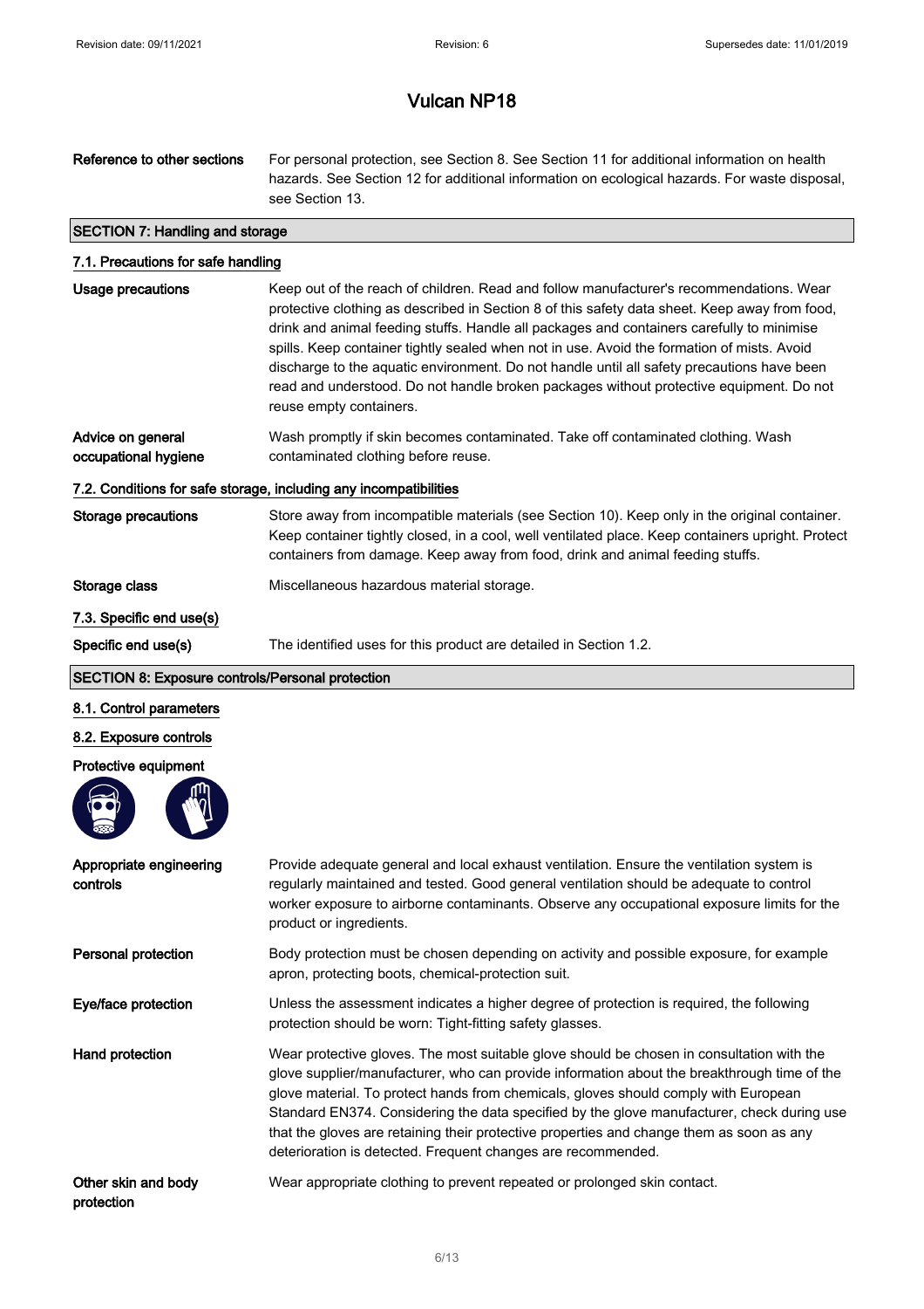# Vulcan NP18

| | |
|---|---|
| **Reference to other sections** | For personal protection, see Section 8. See Section 11 for additional information on health hazards. See Section 12 for additional information on ecological hazards. For waste disposal, see Section 13. |

## SECTION 7: Handling and storage

### 7.1. Precautions for safe handling

| | |
|---|---|
| **Usage precautions** | Keep out of the reach of children. Read and follow manufacturer's recommendations. Wear protective clothing as described in Section 8 of this safety data sheet. Keep away from food, drink and animal feeding stuffs. Handle all packages and containers carefully to minimise spills. Keep container tightly sealed when not in use. Avoid the formation of mists. Avoid discharge to the aquatic environment. Do not handle until all safety precautions have been read and understood. Do not handle broken packages without protective equipment. Do not reuse empty containers. |
| **Advice on general occupational hygiene** | Wash promptly if skin becomes contaminated. Take off contaminated clothing. Wash contaminated clothing before reuse. |

### 7.2. Conditions for safe storage, including any incompatibilities

| | |
|---|---|
| **Storage precautions** | Store away from incompatible materials (see Section 10). Keep only in the original container. Keep container tightly closed, in a cool, well ventilated place. Keep containers upright. Protect containers from damage. Keep away from food, drink and animal feeding stuffs. |
| **Storage class** | Miscellaneous hazardous material storage. |

### 7.3. Specific end use(s)

| | |
|---|---|
| **Specific end use(s)** | The identified uses for this product are detailed in Section 1.2. |

## SECTION 8: Exposure controls/Personal protection

### 8.1. Control parameters

### 8.2. Exposure controls

**Protective equipment**

| | |
|---|---|
| **Appropriate engineering controls** | Provide adequate general and local exhaust ventilation. Ensure the ventilation system is regularly maintained and tested. Good general ventilation should be adequate to control worker exposure to airborne contaminants. Observe any occupational exposure limits for the product or ingredients. |
| **Personal protection** | Body protection must be chosen depending on activity and possible exposure, for example apron, protecting boots, chemical-protection suit. |
| **Eye/face protection** | Unless the assessment indicates a higher degree of protection is required, the following protection should be worn: Tight-fitting safety glasses. |
| **Hand protection** | Wear protective gloves. The most suitable glove should be chosen in consultation with the glove supplier/manufacturer, who can provide information about the breakthrough time of the glove material. To protect hands from chemicals, gloves should comply with European Standard EN374. Considering the data specified by the glove manufacturer, check during use that the gloves are retaining their protective properties and change them as soon as any deterioration is detected. Frequent changes are recommended. |
| **Other skin and body protection** | Wear appropriate clothing to prevent repeated or prolonged skin contact. |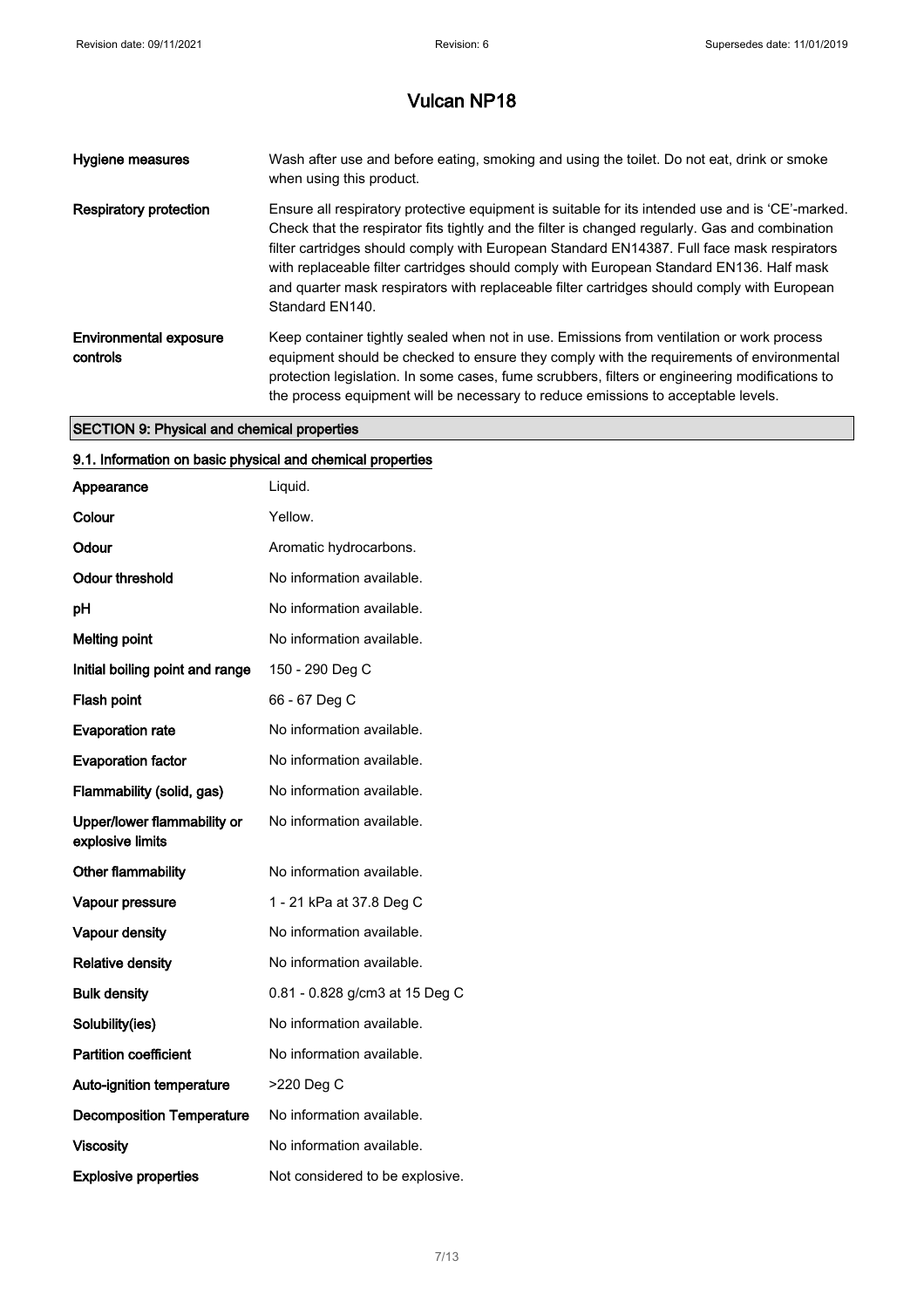| | |
|---|---|
| **Hygiene measures** | Wash after use and before eating, smoking and using the toilet. Do not eat, drink or smoke when using this product. |
| **Respiratory protection** | Ensure all respiratory protective equipment is suitable for its intended use and is 'CE'-marked. Check that the respirator fits tightly and the filter is changed regularly. Gas and combination filter cartridges should comply with European Standard EN14387. Full face mask respirators with replaceable filter cartridges should comply with European Standard EN136. Half mask and quarter mask respirators with replaceable filter cartridges should comply with European Standard EN140. |
| **Environmental exposure controls** | Keep container tightly sealed when not in use. Emissions from ventilation or work process equipment should be checked to ensure they comply with the requirements of environmental protection legislation. In some cases, fume scrubbers, filters or engineering modifications to the process equipment will be necessary to reduce emissions to acceptable levels. |

## SECTION 9: Physical and chemical properties

### 9.1. Information on basic physical and chemical properties

| | |
|---|---|
| **Appearance** | Liquid. |
| **Colour** | Yellow. |
| **Odour** | Aromatic hydrocarbons. |
| **Odour threshold** | No information available. |
| **pH** | No information available. |
| **Melting point** | No information available. |
| **Initial boiling point and range** | 150 - 290 Deg C |
| **Flash point** | 66 - 67 Deg C |
| **Evaporation rate** | No information available. |
| **Evaporation factor** | No information available. |
| **Flammability (solid, gas)** | No information available. |
| **Upper/lower flammability or explosive limits** | No information available. |
| **Other flammability** | No information available. |
| **Vapour pressure** | 1 - 21 kPa at 37.8 Deg C |
| **Vapour density** | No information available. |
| **Relative density** | No information available. |
| **Bulk density** | 0.81 - 0.828 g/cm3 at 15 Deg C |
| **Solubility(ies)** | No information available. |
| **Partition coefficient** | No information available. |
| **Auto-ignition temperature** | >220 Deg C |
| **Decomposition Temperature** | No information available. |
| **Viscosity** | No information available. |
| **Explosive properties** | Not considered to be explosive. |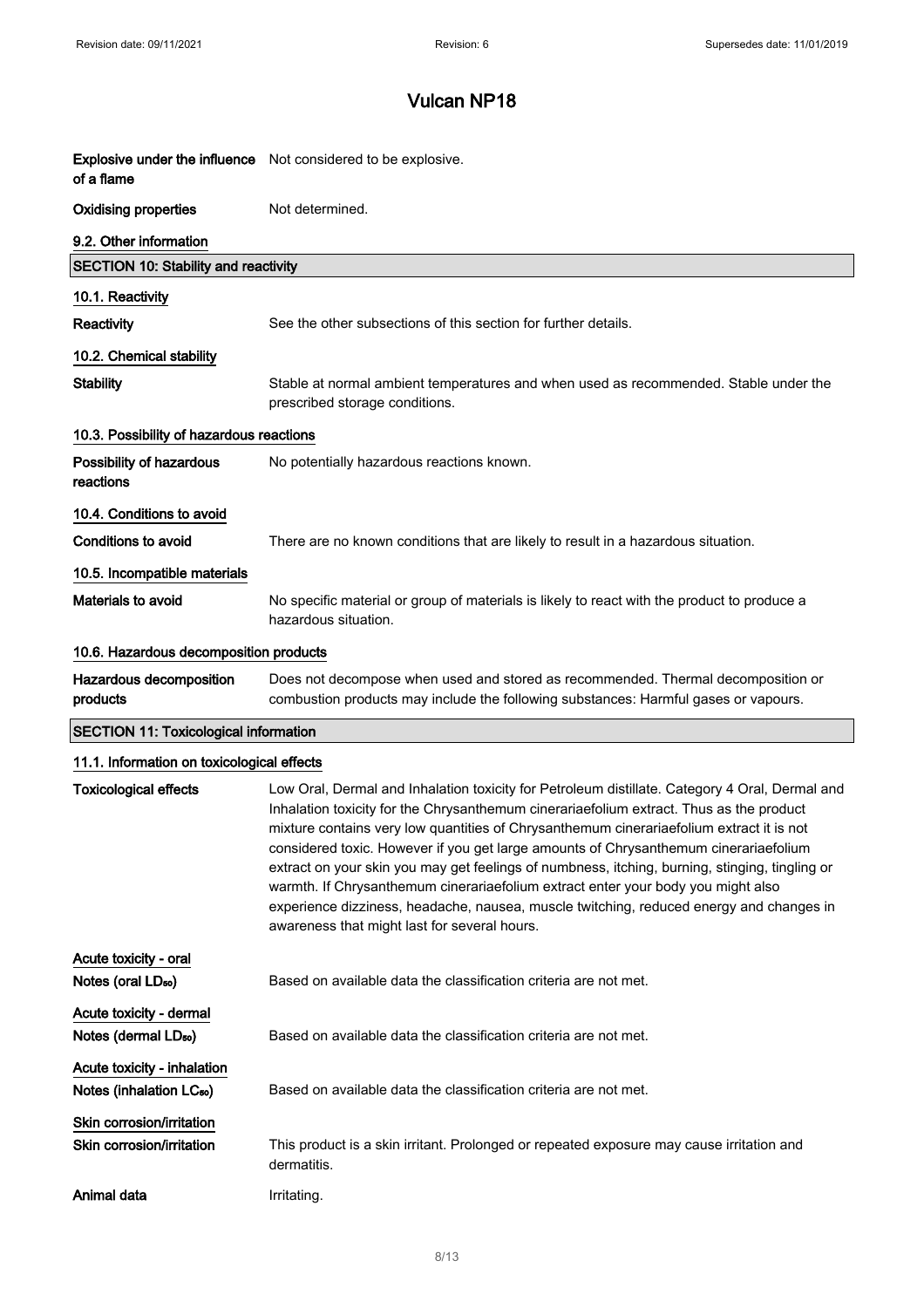| | |
|---|---|
| **Explosive under the influence of a flame** | Not considered to be explosive. |
| **Oxidising properties** | Not determined. |

**9.2. Other information**

## SECTION 10: Stability and reactivity

**10.1. Reactivity**

| | |
|---|---|
| **Reactivity** | See the other subsections of this section for further details. |

**10.2. Chemical stability**

| | |
|---|---|
| **Stability** | Stable at normal ambient temperatures and when used as recommended. Stable under the prescribed storage conditions. |

**10.3. Possibility of hazardous reactions**

| | |
|---|---|
| **Possibility of hazardous reactions** | No potentially hazardous reactions known. |

**10.4. Conditions to avoid**

| | |
|---|---|
| **Conditions to avoid** | There are no known conditions that are likely to result in a hazardous situation. |

**10.5. Incompatible materials**

| | |
|---|---|
| **Materials to avoid** | No specific material or group of materials is likely to react with the product to produce a hazardous situation. |

**10.6. Hazardous decomposition products**

| | |
|---|---|
| **Hazardous decomposition products** | Does not decompose when used and stored as recommended. Thermal decomposition or combustion products may include the following substances: Harmful gases or vapours. |

## SECTION 11: Toxicological information

**11.1. Information on toxicological effects**

| | |
|---|---|
| **Toxicological effects** | Low Oral, Dermal and Inhalation toxicity for Petroleum distillate. Category 4 Oral, Dermal and Inhalation toxicity for the Chrysanthemum cinerariaefolium extract. Thus as the product mixture contains very low quantities of Chrysanthemum cinerariaefolium extract it is not considered toxic. However if you get large amounts of Chrysanthemum cinerariaefolium extract on your skin you may get feelings of numbness, itching, burning, stinging, tingling or warmth. If Chrysanthemum cinerariaefolium extract enter your body you might also experience dizziness, headache, nausea, muscle twitching, reduced energy and changes in awareness that might last for several hours. |

**Acute toxicity - oral**

| | |
|---|---|
| **Notes (oral $LD_{50}$)** | Based on available data the classification criteria are not met. |

**Acute toxicity - dermal**

| | |
|---|---|
| **Notes (dermal $LD_{50}$)** | Based on available data the classification criteria are not met. |

**Acute toxicity - inhalation**

| | |
|---|---|
| **Notes (inhalation $LC_{50}$)** | Based on available data the classification criteria are not met. |

**Skin corrosion/irritation**

| | |
|---|---|
| **Skin corrosion/irritation** | This product is a skin irritant. Prolonged or repeated exposure may cause irritation and dermatitis. |
| **Animal data** | Irritating. |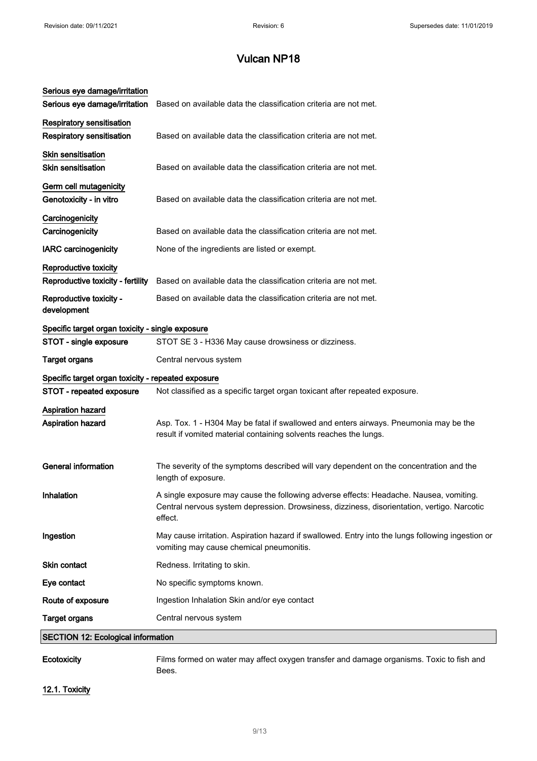# Vulcan NP18

**Serious eye damage/irritation**

**Serious eye damage/irritation** Based on available data the classification criteria are not met.

**Respiratory sensitisation**

**Respiratory sensitisation** Based on available data the classification criteria are not met.

**Skin sensitisation**

**Skin sensitisation** Based on available data the classification criteria are not met.

**Germ cell mutagenicity**

**Genotoxicity - in vitro** Based on available data the classification criteria are not met.

**Carcinogenicity**

**Carcinogenicity** Based on available data the classification criteria are not met.

**IARC carcinogenicity** None of the ingredients are listed or exempt.

**Reproductive toxicity**

**Reproductive toxicity - fertility** Based on available data the classification criteria are not met.

**Reproductive toxicity - development** Based on available data the classification criteria are not met.

**Specific target organ toxicity - single exposure**

**STOT - single exposure** STOT SE 3 - H336 May cause drowsiness or dizziness.

**Target organs** Central nervous system

**Specific target organ toxicity - repeated exposure**

**STOT - repeated exposure** Not classified as a specific target organ toxicant after repeated exposure.

**Aspiration hazard**

**Aspiration hazard** Asp. Tox. 1 - H304 May be fatal if swallowed and enters airways. Pneumonia may be the result if vomited material containing solvents reaches the lungs.

**General information** The severity of the symptoms described will vary dependent on the concentration and the length of exposure.

**Inhalation** A single exposure may cause the following adverse effects: Headache. Nausea, vomiting. Central nervous system depression. Drowsiness, dizziness, disorientation, vertigo. Narcotic effect.

**Ingestion** May cause irritation. Aspiration hazard if swallowed. Entry into the lungs following ingestion or vomiting may cause chemical pneumonitis.

**Skin contact** Redness. Irritating to skin.

**Eye contact** No specific symptoms known.

**Route of exposure** Ingestion Inhalation Skin and/or eye contact

**Target organs** Central nervous system

## SECTION 12: Ecological information

**Ecotoxicity** Films formed on water may affect oxygen transfer and damage organisms. Toxic to fish and Bees.

### 12.1. Toxicity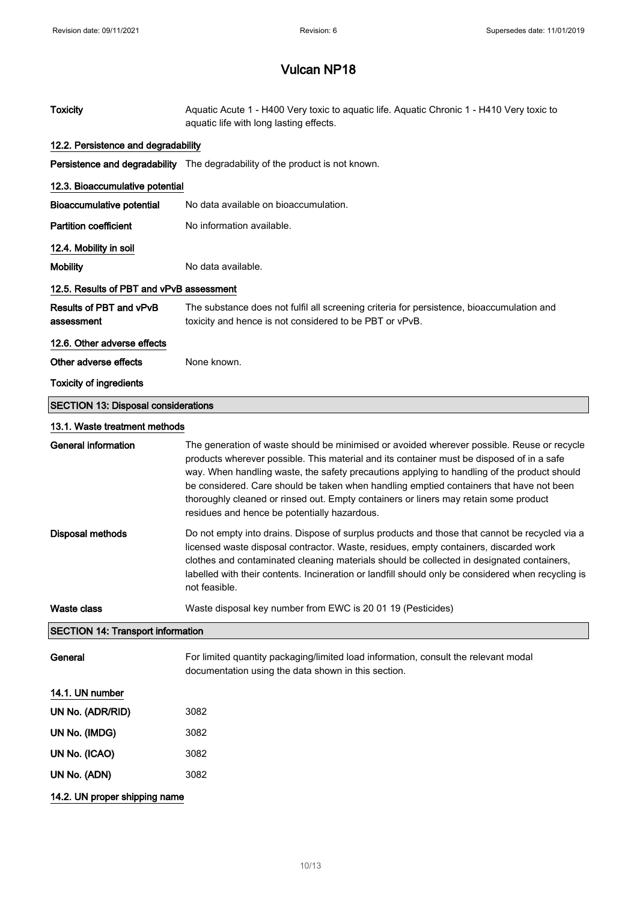| | |
|---|---|
| **Toxicity** | Aquatic Acute 1 - H400 Very toxic to aquatic life. Aquatic Chronic 1 - H410 Very toxic to aquatic life with long lasting effects. |

### 12.2. Persistence and degradability

| | |
|---|---|
| **Persistence and degradability** | The degradability of the product is not known. |

### 12.3. Bioaccumulative potential

| | |
|---|---|
| **Bioaccumulative potential** | No data available on bioaccumulation. |
| **Partition coefficient** | No information available. |

### 12.4. Mobility in soil

| | |
|---|---|
| **Mobility** | No data available. |

### 12.5. Results of PBT and vPvB assessment

| | |
|---|---|
| **Results of PBT and vPvB assessment** | The substance does not fulfil all screening criteria for persistence, bioaccumulation and toxicity and hence is not considered to be PBT or vPvB. |

### 12.6. Other adverse effects

| | |
|---|---|
| **Other adverse effects** | None known. |

**Toxicity of ingredients**

## SECTION 13: Disposal considerations

### 13.1. Waste treatment methods

| | |
|---|---|
| **General information** | The generation of waste should be minimised or avoided wherever possible. Reuse or recycle products wherever possible. This material and its container must be disposed of in a safe way. When handling waste, the safety precautions applying to handling of the product should be considered. Care should be taken when handling emptied containers that have not been thoroughly cleaned or rinsed out. Empty containers or liners may retain some product residues and hence be potentially hazardous. |
| **Disposal methods** | Do not empty into drains. Dispose of surplus products and those that cannot be recycled via a licensed waste disposal contractor. Waste, residues, empty containers, discarded work clothes and contaminated cleaning materials should be collected in designated containers, labelled with their contents. Incineration or landfill should only be considered when recycling is not feasible. |
| **Waste class** | Waste disposal key number from EWC is 20 01 19 (Pesticides) |

## SECTION 14: Transport information

| | |
|---|---|
| **General** | For limited quantity packaging/limited load information, consult the relevant modal documentation using the data shown in this section. |

### 14.1. UN number

| | |
|---|---|
| **UN No. (ADR/RID)** | 3082 |
| **UN No. (IMDG)** | 3082 |
| **UN No. (ICAO)** | 3082 |
| **UN No. (ADN)** | 3082 |

### 14.2. UN proper shipping name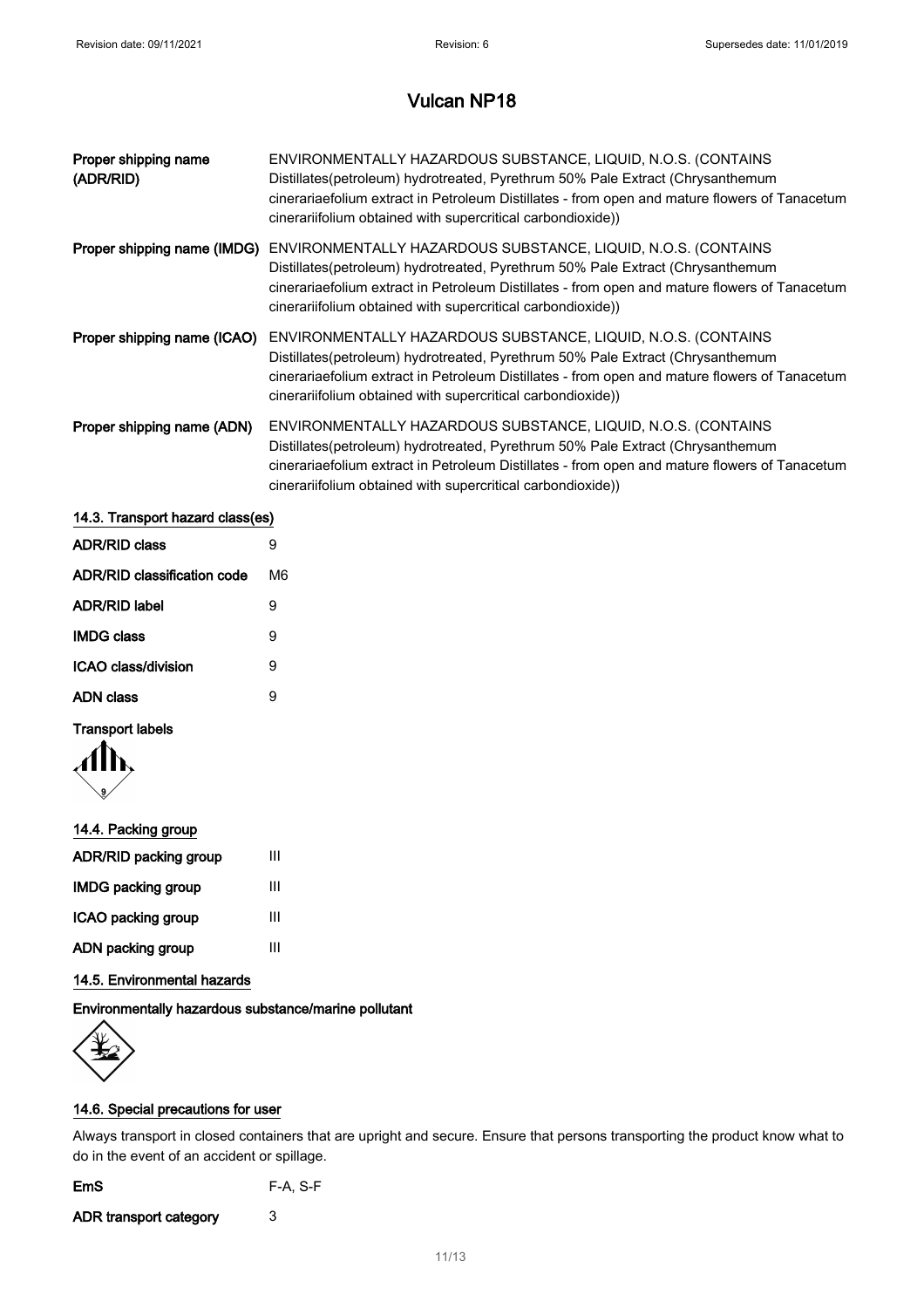# Vulcan NP18

| | |
|---|---|
| **Proper shipping name (ADR/RID)** | ENVIRONMENTALLY HAZARDOUS SUBSTANCE, LIQUID, N.O.S. (CONTAINS Distillates(petroleum) hydrotreated, Pyrethrum 50% Pale Extract (Chrysanthemum cinerariaefolium extract in Petroleum Distillates - from open and mature flowers of Tanacetum cinerariifolium obtained with supercritical carbondioxide)) |
| **Proper shipping name (IMDG)** | ENVIRONMENTALLY HAZARDOUS SUBSTANCE, LIQUID, N.O.S. (CONTAINS Distillates(petroleum) hydrotreated, Pyrethrum 50% Pale Extract (Chrysanthemum cinerariaefolium extract in Petroleum Distillates - from open and mature flowers of Tanacetum cinerariifolium obtained with supercritical carbondioxide)) |
| **Proper shipping name (ICAO)** | ENVIRONMENTALLY HAZARDOUS SUBSTANCE, LIQUID, N.O.S. (CONTAINS Distillates(petroleum) hydrotreated, Pyrethrum 50% Pale Extract (Chrysanthemum cinerariaefolium extract in Petroleum Distillates - from open and mature flowers of Tanacetum cinerariifolium obtained with supercritical carbondioxide)) |
| **Proper shipping name (ADN)** | ENVIRONMENTALLY HAZARDOUS SUBSTANCE, LIQUID, N.O.S. (CONTAINS Distillates(petroleum) hydrotreated, Pyrethrum 50% Pale Extract (Chrysanthemum cinerariaefolium extract in Petroleum Distillates - from open and mature flowers of Tanacetum cinerariifolium obtained with supercritical carbondioxide)) |

## 14.3. Transport hazard class(es)

| | |
|---|---|
| **ADR/RID class** | 9 |
| **ADR/RID classification code** | M6 |
| **ADR/RID label** | 9 |
| **IMDG class** | 9 |
| **ICAO class/division** | 9 |
| **ADN class** | 9 |

**Transport labels**

## 14.4. Packing group

| | |
|---|---|
| **ADR/RID packing group** | III |
| **IMDG packing group** | III |
| **ICAO packing group** | III |
| **ADN packing group** | III |

## 14.5. Environmental hazards

**Environmentally hazardous substance/marine pollutant**

## 14.6. Special precautions for user

Always transport in closed containers that are upright and secure. Ensure that persons transporting the product know what to do in the event of an accident or spillage.

| | |
|---|---|
| **EmS** | F-A, S-F |
| **ADR transport category** | 3 |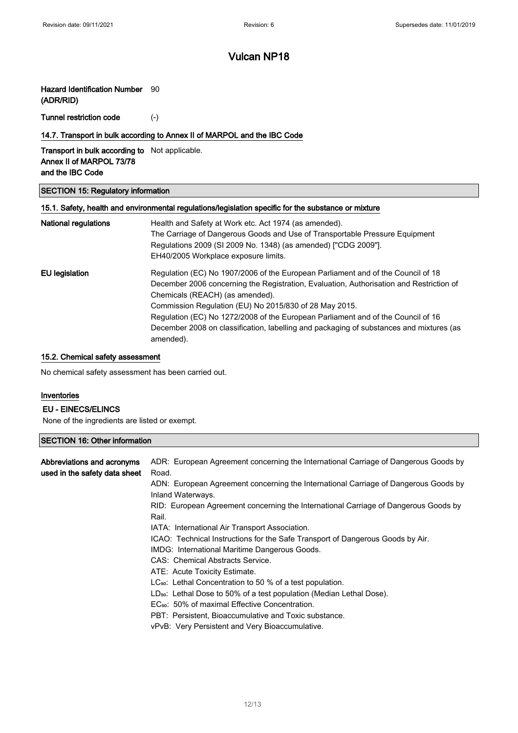# Vulcan NP18

| | |
|---|---|
| **Hazard Identification Number (ADR/RID)** | 90 |
| **Tunnel restriction code** | (-) |

### 14.7. Transport in bulk according to Annex II of MARPOL and the IBC Code

| | |
|---|---|
| **Transport in bulk according to Annex II of MARPOL 73/78 and the IBC Code** | Not applicable. |

## SECTION 15: Regulatory information

### 15.1. Safety, health and environmental regulations/legislation specific for the substance or mixture

**National regulations**

Health and Safety at Work etc. Act 1974 (as amended).
The Carriage of Dangerous Goods and Use of Transportable Pressure Equipment Regulations 2009 (SI 2009 No. 1348) (as amended) ["CDG 2009"].
EH40/2005 Workplace exposure limits.

**EU legislation**

Regulation (EC) No 1907/2006 of the European Parliament and of the Council of 18 December 2006 concerning the Registration, Evaluation, Authorisation and Restriction of Chemicals (REACH) (as amended).
Commission Regulation (EU) No 2015/830 of 28 May 2015.
Regulation (EC) No 1272/2008 of the European Parliament and of the Council of 16 December 2008 on classification, labelling and packaging of substances and mixtures (as amended).

### 15.2. Chemical safety assessment

No chemical safety assessment has been carried out.

### Inventories

**EU - EINECS/ELINCS**

None of the ingredients are listed or exempt.

## SECTION 16: Other information

**Abbreviations and acronyms used in the safety data sheet**

ADR: European Agreement concerning the International Carriage of Dangerous Goods by Road.
ADN: European Agreement concerning the International Carriage of Dangerous Goods by Inland Waterways.
RID: European Agreement concerning the International Carriage of Dangerous Goods by Rail.
IATA: International Air Transport Association.
ICAO: Technical Instructions for the Safe Transport of Dangerous Goods by Air.
IMDG: International Maritime Dangerous Goods.
CAS: Chemical Abstracts Service.
ATE: Acute Toxicity Estimate.
$LC_{50}$: Lethal Concentration to 50 % of a test population.
$LD_{50}$: Lethal Dose to 50% of a test population (Median Lethal Dose).
$EC_{50}$: 50% of maximal Effective Concentration.
PBT: Persistent, Bioaccumulative and Toxic substance.
vPvB: Very Persistent and Very Bioaccumulative.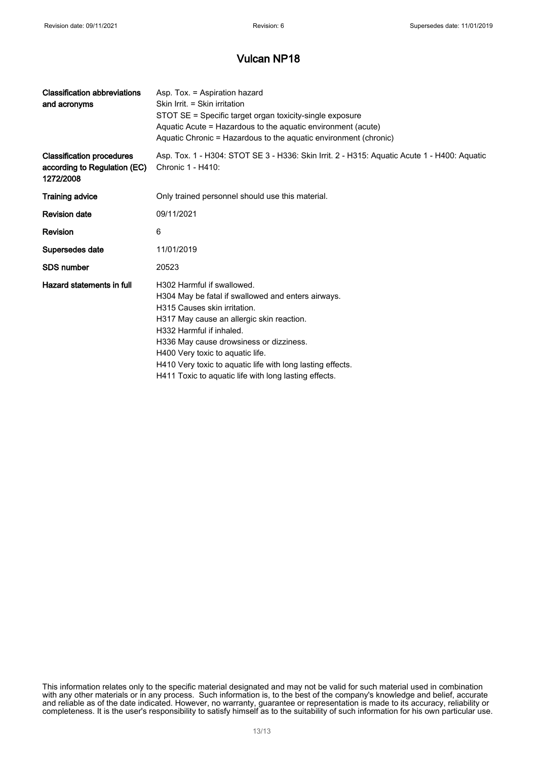# Vulcan NP18

| | |
|---|---|
| **Classification abbreviations and acronyms** | Asp. Tox. = Aspiration hazard<br>Skin Irrit. = Skin irritation<br>STOT SE = Specific target organ toxicity-single exposure<br>Aquatic Acute = Hazardous to the aquatic environment (acute)<br>Aquatic Chronic = Hazardous to the aquatic environment (chronic) |
| **Classification procedures according to Regulation (EC) 1272/2008** | Asp. Tox. 1 - H304: STOT SE 3 - H336: Skin Irrit. 2 - H315: Aquatic Acute 1 - H400: Aquatic Chronic 1 - H410: |
| **Training advice** | Only trained personnel should use this material. |
| **Revision date** | 09/11/2021 |
| **Revision** | 6 |
| **Supersedes date** | 11/01/2019 |
| **SDS number** | 20523 |
| **Hazard statements in full** | H302 Harmful if swallowed.<br>H304 May be fatal if swallowed and enters airways.<br>H315 Causes skin irritation.<br>H317 May cause an allergic skin reaction.<br>H332 Harmful if inhaled.<br>H336 May cause drowsiness or dizziness.<br>H400 Very toxic to aquatic life.<br>H410 Very toxic to aquatic life with long lasting effects.<br>H411 Toxic to aquatic life with long lasting effects. |

This information relates only to the specific material designated and may not be valid for such material used in combination with any other materials or in any process. Such information is, to the best of the company's knowledge and belief, accurate and reliable as of the date indicated. However, no warranty, guarantee or representation is made to its accuracy, reliability or completeness. It is the user's responsibility to satisfy himself as to the suitability of such information for his own particular use.